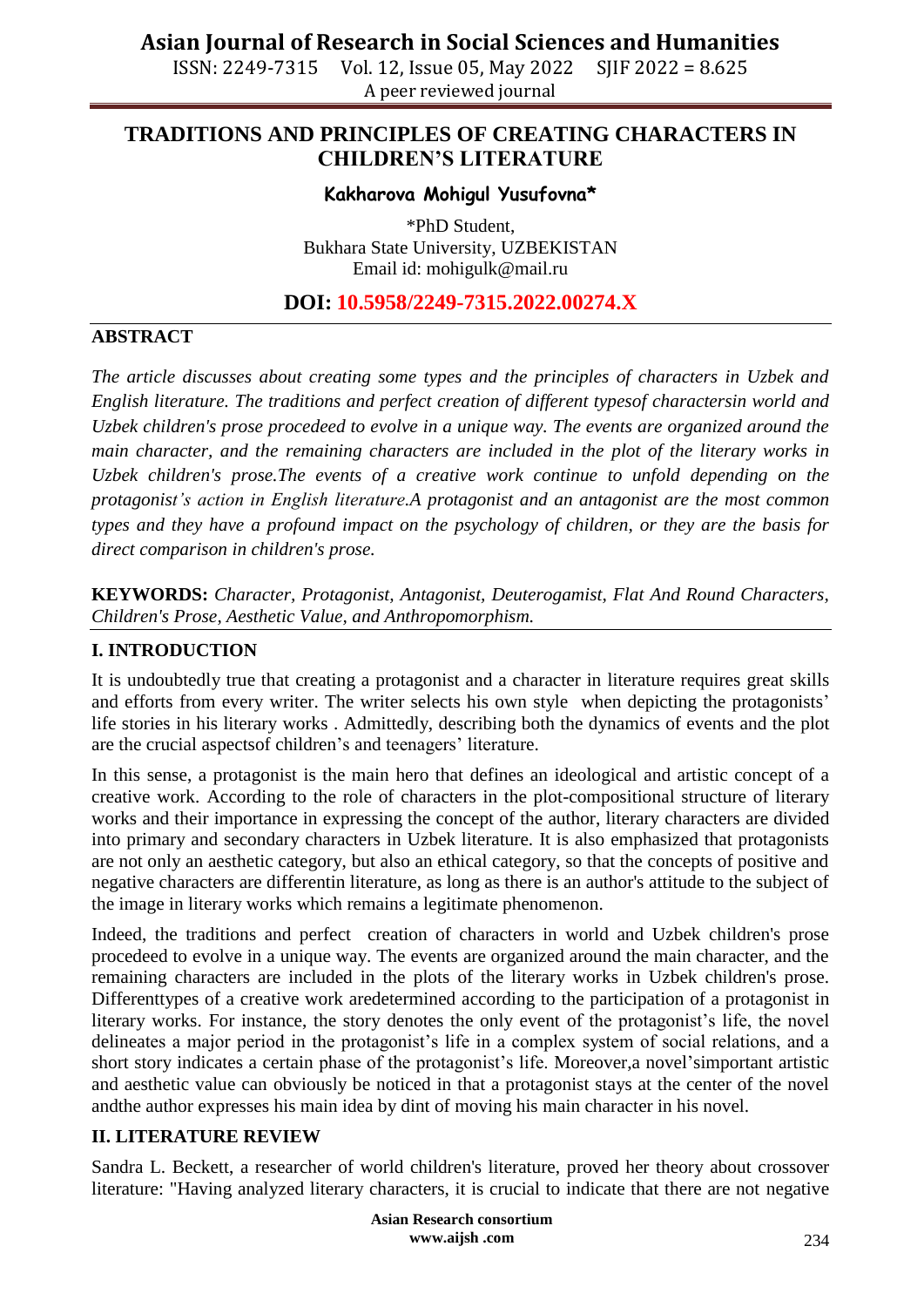# TRADITIONS AND PRINCIPLES OF CREATING CHARACTERS IN CHILDREN'S LITERATURE

**Kakharova Mohigul Yusufovna***

*PhD Student,
Bukhara State University, UZBEKISTAN
Email id: mohigulk@mail.ru

**DOI: 10.5958/2249-7315.2022.00274.X**

## ABSTRACT

*The article discusses about creating some types and the principles of characters in Uzbek and English literature. The traditions and perfect creation of different typesof charactersin world and Uzbek children's prose procedeed to evolve in a unique way. The events are organized around the main character, and the remaining characters are included in the plot of the literary works in Uzbek children's prose.The events of a creative work continue to unfold depending on the protagonist's action in English literature.A protagonist and an antagonist are the most common types and they have a profound impact on the psychology of children, or they are the basis for direct comparison in children's prose.*

**KEYWORDS:** *Character, Protagonist, Antagonist, Deuterogamist, Flat And Round Characters, Children's Prose, Aesthetic Value, and Anthropomorphism.*

## I. INTRODUCTION

It is undoubtedly true that creating a protagonist and a character in literature requires great skills and efforts from every writer. The writer selects his own style when depicting the protagonists' life stories in his literary works . Admittedly, describing both the dynamics of events and the plot are the crucial aspectsof children's and teenagers' literature.

In this sense, a protagonist is the main hero that defines an ideological and artistic concept of a creative work. According to the role of characters in the plot-compositional structure of literary works and their importance in expressing the concept of the author, literary characters are divided into primary and secondary characters in Uzbek literature. It is also emphasized that protagonists are not only an aesthetic category, but also an ethical category, so that the concepts of positive and negative characters are differentin literature, as long as there is an author's attitude to the subject of the image in literary works which remains a legitimate phenomenon.

Indeed, the traditions and perfect creation of characters in world and Uzbek children's prose procedeed to evolve in a unique way. The events are organized around the main character, and the remaining characters are included in the plots of the literary works in Uzbek children's prose. Differenttypes of a creative work aredetermined according to the participation of a protagonist in literary works. For instance, the story denotes the only event of the protagonist's life, the novel delineates a major period in the protagonist's life in a complex system of social relations, and a short story indicates a certain phase of the protagonist's life. Moreover,a novel'simportant artistic and aesthetic value can obviously be noticed in that a protagonist stays at the center of the novel andthe author expresses his main idea by dint of moving his main character in his novel.

## II. LITERATURE REVIEW

Sandra L. Beckett, a researcher of world children's literature, proved her theory about crossover literature: "Having analyzed literary characters, it is crucial to indicate that there are not negative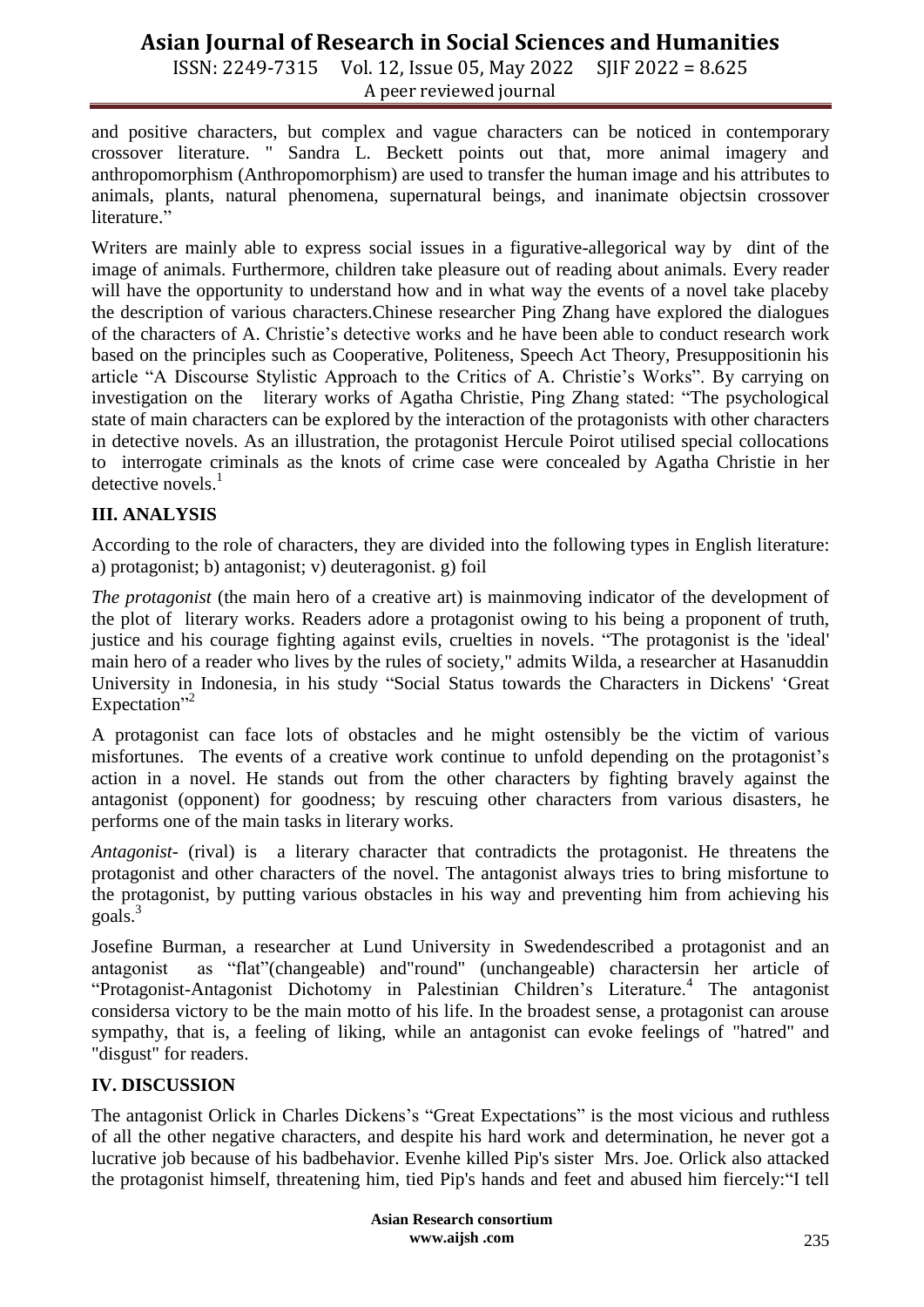and positive characters, but complex and vague characters can be noticed in contemporary crossover literature. " Sandra L. Beckett points out that, more animal imagery and anthropomorphism (Anthropomorphism) are used to transfer the human image and his attributes to animals, plants, natural phenomena, supernatural beings, and inanimate objectsin crossover literature."

Writers are mainly able to express social issues in a figurative-allegorical way by dint of the image of animals. Furthermore, children take pleasure out of reading about animals. Every reader will have the opportunity to understand how and in what way the events of a novel take placeby the description of various characters.Chinese researcher Ping Zhang have explored the dialogues of the characters of A. Christie's detective works and he have been able to conduct research work based on the principles such as Cooperative, Politeness, Speech Act Theory, Presuppositionin his article "A Discourse Stylistic Approach to the Critics of A. Christie's Works". By carrying on investigation on the literary works of Agatha Christie, Ping Zhang stated: "The psychological state of main characters can be explored by the interaction of the protagonists with other characters in detective novels. As an illustration, the protagonist Hercule Poirot utilised special collocations to interrogate criminals as the knots of crime case were concealed by Agatha Christie in her detective novels.[1]

## III. ANALYSIS

According to the role of characters, they are divided into the following types in English literature: a) protagonist; b) antagonist; v) deuteragonist. g) foil

*The protagonist* (the main hero of a creative art) is mainmoving indicator of the development of the plot of literary works. Readers adore a protagonist owing to his being a proponent of truth, justice and his courage fighting against evils, cruelties in novels. "The protagonist is the 'ideal' main hero of a reader who lives by the rules of society," admits Wilda, a researcher at Hasanuddin University in Indonesia, in his study "Social Status towards the Characters in Dickens' 'Great Expectation"[2]

A protagonist can face lots of obstacles and he might ostensibly be the victim of various misfortunes. The events of a creative work continue to unfold depending on the protagonist's action in a novel. He stands out from the other characters by fighting bravely against the antagonist (opponent) for goodness; by rescuing other characters from various disasters, he performs one of the main tasks in literary works.

*Antagonist*- (rival) is a literary character that contradicts the protagonist. He threatens the protagonist and other characters of the novel. The antagonist always tries to bring misfortune to the protagonist, by putting various obstacles in his way and preventing him from achieving his goals.[3]

Josefine Burman, a researcher at Lund University in Swedendescribed a protagonist and an antagonist as "flat"(changeable) and"round" (unchangeable) charactersin her article of "Protagonist-Antagonist Dichotomy in Palestinian Children's Literature.[4] The antagonist considersa victory to be the main motto of his life. In the broadest sense, a protagonist can arouse sympathy, that is, a feeling of liking, while an antagonist can evoke feelings of "hatred" and "disgust" for readers.

## IV. DISCUSSION

The antagonist Orlick in Charles Dickens's "Great Expectations" is the most vicious and ruthless of all the other negative characters, and despite his hard work and determination, he never got a lucrative job because of his badbehavior. Evenhe killed Pip's sister Mrs. Joe. Orlick also attacked the protagonist himself, threatening him, tied Pip's hands and feet and abused him fiercely:"I tell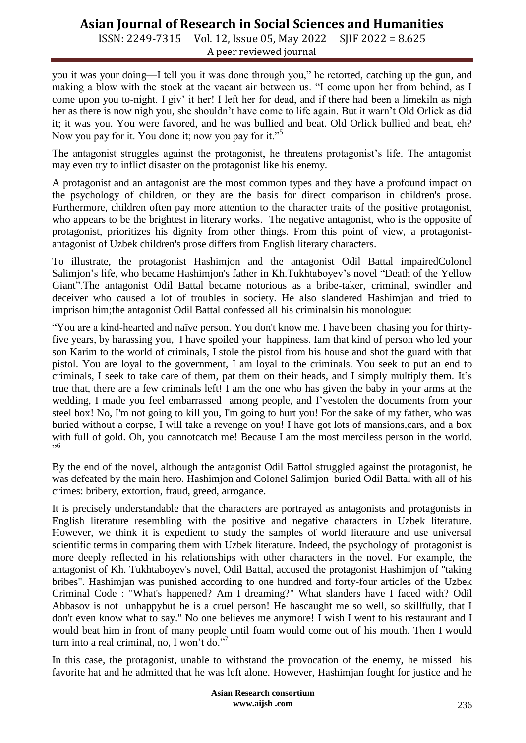you it was your doing—I tell you it was done through you," he retorted, catching up the gun, and making a blow with the stock at the vacant air between us. "I come upon her from behind, as I come upon you to-night. I giv' it her! I left her for dead, and if there had been a limekiln as nigh her as there is now nigh you, she shouldn't have come to life again. But it warn't Old Orlick as did it; it was you. You were favored, and he was bullied and beat. Old Orlick bullied and beat, eh? Now you pay for it. You done it; now you pay for it."[5]

The antagonist struggles against the protagonist, he threatens protagonist's life. The antagonist may even try to inflict disaster on the protagonist like his enemy.

A protagonist and an antagonist are the most common types and they have a profound impact on the psychology of children, or they are the basis for direct comparison in children's prose. Furthermore, children often pay more attention to the character traits of the positive protagonist, who appears to be the brightest in literary works. The negative antagonist, who is the opposite of protagonist, prioritizes his dignity from other things. From this point of view, a protagonist-antagonist of Uzbek children's prose differs from English literary characters.

To illustrate, the protagonist Hashimjon and the antagonist Odil Battal impairedColonel Salimjon's life, who became Hashimjon's father in Kh.Tukhtaboyev's novel "Death of the Yellow Giant".The antagonist Odil Battal became notorious as a bribe-taker, criminal, swindler and deceiver who caused a lot of troubles in society. He also slandered Hashimjan and tried to imprison him;the antagonist Odil Battal confessed all his criminalsin his monologue:

"You are a kind-hearted and naïve person. You don't know me. I have been chasing you for thirty-five years, by harassing you, I have spoiled your happiness. Iam that kind of person who led your son Karim to the world of criminals, I stole the pistol from his house and shot the guard with that pistol. You are loyal to the government, I am loyal to the criminals. You seek to put an end to criminals, I seek to take care of them, pat them on their heads, and I simply multiply them. It's true that, there are a few criminals left! I am the one who has given the baby in your arms at the wedding, I made you feel embarrassed among people, and I'vestolen the documents from your steel box! No, I'm not going to kill you, I'm going to hurt you! For the sake of my father, who was buried without a corpse, I will take a revenge on you! I have got lots of mansions,cars, and a box with full of gold. Oh, you cannotcatch me! Because I am the most merciless person in the world. "[6]

By the end of the novel, although the antagonist Odil Battol struggled against the protagonist, he was defeated by the main hero. Hashimjon and Colonel Salimjon buried Odil Battal with all of his crimes: bribery, extortion, fraud, greed, arrogance.

It is precisely understandable that the characters are portrayed as antagonists and protagonists in English literature resembling with the positive and negative characters in Uzbek literature. However, we think it is expedient to study the samples of world literature and use universal scientific terms in comparing them with Uzbek literature. Indeed, the psychology of protagonist is more deeply reflected in his relationships with other characters in the novel. For example, the antagonist of Kh. Tukhtaboyev's novel, Odil Battal, accused the protagonist Hashimjon of "taking bribes". Hashimjan was punished according to one hundred and forty-four articles of the Uzbek Criminal Code : "What's happened? Am I dreaming?" What slanders have I faced with? Odil Abbasov is not unhappybut he is a cruel person! He hascaught me so well, so skillfully, that I don't even know what to say." No one believes me anymore! I wish I went to his restaurant and I would beat him in front of many people until foam would come out of his mouth. Then I would turn into a real criminal, no, I won't do."[7]

In this case, the protagonist, unable to withstand the provocation of the enemy, he missed his favorite hat and he admitted that he was left alone. However, Hashimjan fought for justice and he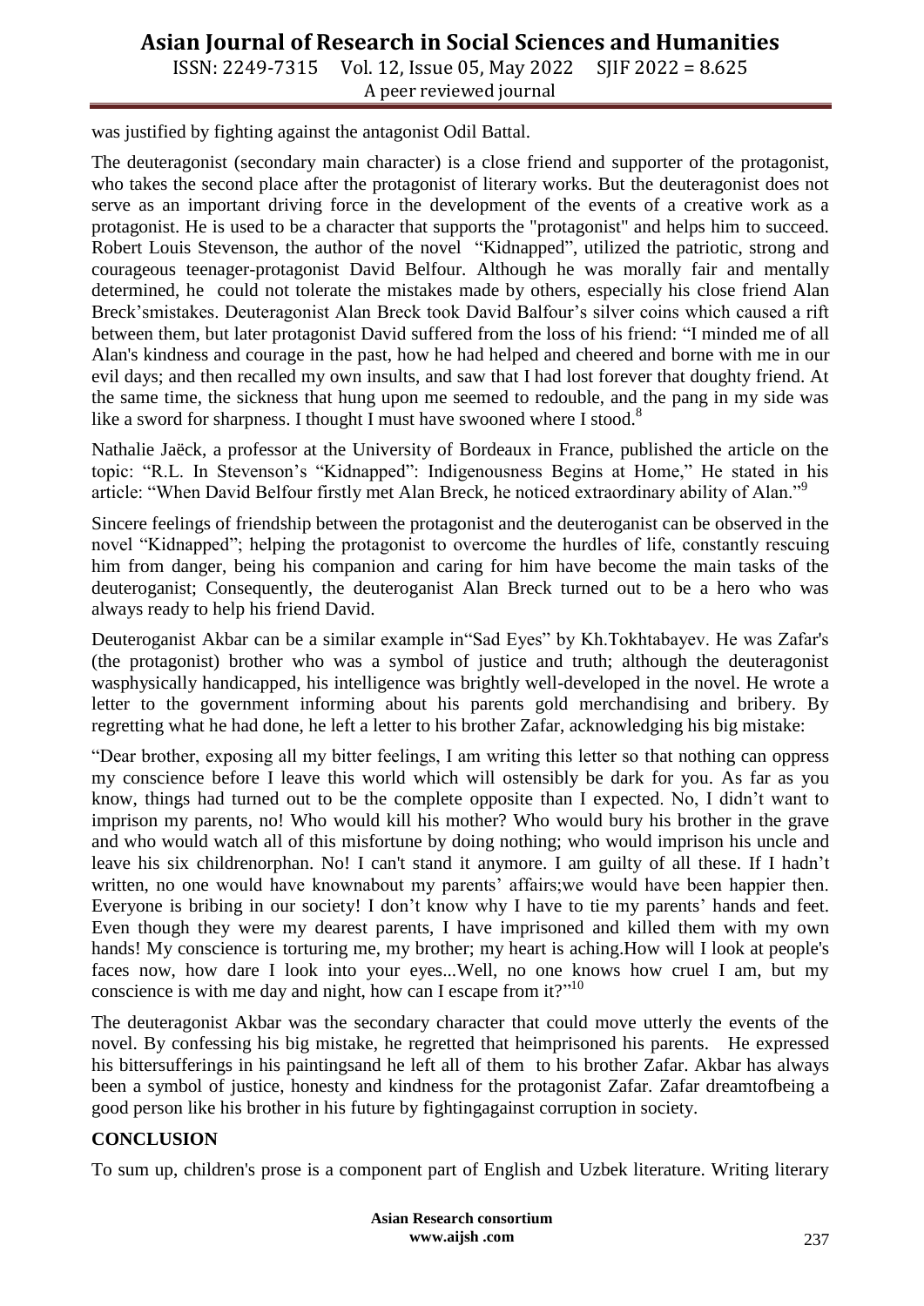was justified by fighting against the antagonist Odil Battal.

The deuteragonist (secondary main character) is a close friend and supporter of the protagonist, who takes the second place after the protagonist of literary works. But the deuteragonist does not serve as an important driving force in the development of the events of a creative work as a protagonist. He is used to be a character that supports the "protagonist" and helps him to succeed. Robert Louis Stevenson, the author of the novel "Kidnapped", utilized the patriotic, strong and courageous teenager-protagonist David Belfour. Although he was morally fair and mentally determined, he could not tolerate the mistakes made by others, especially his close friend Alan Breck'smistakes. Deuteragonist Alan Breck took David Balfour's silver coins which caused a rift between them, but later protagonist David suffered from the loss of his friend: "I minded me of all Alan's kindness and courage in the past, how he had helped and cheered and borne with me in our evil days; and then recalled my own insults, and saw that I had lost forever that doughty friend. At the same time, the sickness that hung upon me seemed to redouble, and the pang in my side was like a sword for sharpness. I thought I must have swooned where I stood.[8]

Nathalie Jaëck, a professor at the University of Bordeaux in France, published the article on the topic: "R.L. In Stevenson's "Kidnapped": Indigenousness Begins at Home," He stated in his article: "When David Belfour firstly met Alan Breck, he noticed extraordinary ability of Alan."[9]

Sincere feelings of friendship between the protagonist and the deuteroganist can be observed in the novel "Kidnapped"; helping the protagonist to overcome the hurdles of life, constantly rescuing him from danger, being his companion and caring for him have become the main tasks of the deuteroganist; Consequently, the deuteroganist Alan Breck turned out to be a hero who was always ready to help his friend David.

Deuteroganist Akbar can be a similar example in"Sad Eyes" by Kh.Tokhtabayev. He was Zafar's (the protagonist) brother who was a symbol of justice and truth; although the deuteragonist wasphysically handicapped, his intelligence was brightly well-developed in the novel. He wrote a letter to the government informing about his parents gold merchandising and bribery. By regretting what he had done, he left a letter to his brother Zafar, acknowledging his big mistake:

"Dear brother, exposing all my bitter feelings, I am writing this letter so that nothing can oppress my conscience before I leave this world which will ostensibly be dark for you. As far as you know, things had turned out to be the complete opposite than I expected. No, I didn't want to imprison my parents, no! Who would kill his mother? Who would bury his brother in the grave and who would watch all of this misfortune by doing nothing; who would imprison his uncle and leave his six childrenorphan. No! I can't stand it anymore. I am guilty of all these. If I hadn't written, no one would have knownabout my parents' affairs;we would have been happier then. Everyone is bribing in our society! I don't know why I have to tie my parents' hands and feet. Even though they were my dearest parents, I have imprisoned and killed them with my own hands! My conscience is torturing me, my brother; my heart is aching.How will I look at people's faces now, how dare I look into your eyes...Well, no one knows how cruel I am, but my conscience is with me day and night, how can I escape from it?"[10]

The deuteragonist Akbar was the secondary character that could move utterly the events of the novel. By confessing his big mistake, he regretted that heimprisoned his parents. He expressed his bittersufferings in his paintingsand he left all of them to his brother Zafar. Akbar has always been a symbol of justice, honesty and kindness for the protagonist Zafar. Zafar dreamtofbeing a good person like his brother in his future by fightingagainst corruption in society.

## CONCLUSION

To sum up, children's prose is a component part of English and Uzbek literature. Writing literary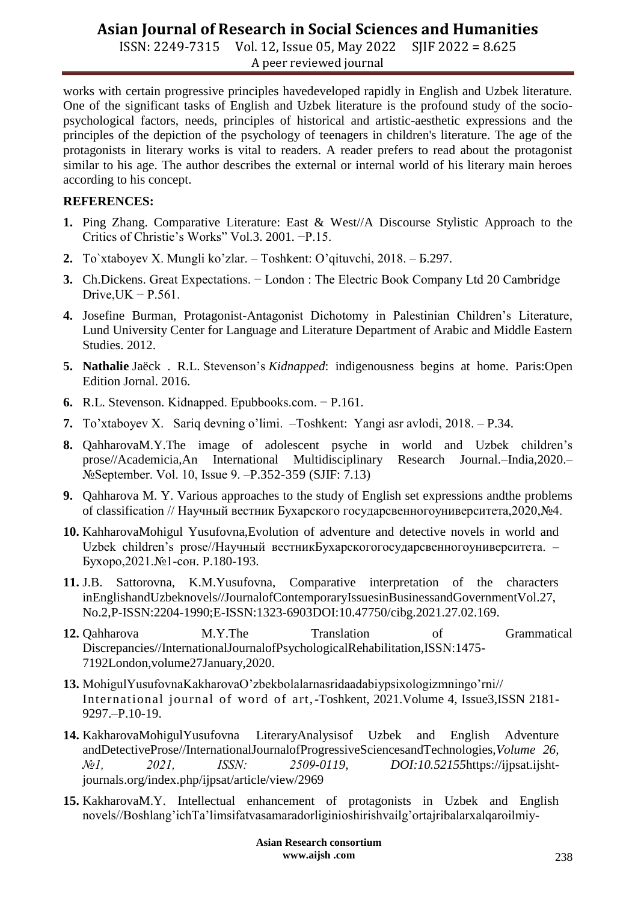works with certain progressive principles havedeveloped rapidly in English and Uzbek literature. One of the significant tasks of English and Uzbek literature is the profound study of the socio-psychological factors, needs, principles of historical and artistic-aesthetic expressions and the principles of the depiction of the psychology of teenagers in children's literature. The age of the protagonists in literary works is vital to readers. A reader prefers to read about the protagonist similar to his age. The author describes the external or internal world of his literary main heroes according to his concept.

**REFERENCES:**

1. Ping Zhang. Comparative Literature: East & West//A Discourse Stylistic Approach to the Critics of Christie's Works" Vol.3. 2001. −P.15.
2. To`xtaboyev X. Mungli ko'zlar. – Toshkent: O'qituvchi, 2018. – Б.297.
3. Ch.Dickens. Great Expectations. − London : The Electric Book Company Ltd 20 Cambridge Drive,UK − P.561.
4. Josefine Burman, Protagonist-Antagonist Dichotomy in Palestinian Children's Literature, Lund University Center for Language and Literature Department of Arabic and Middle Eastern Studies. 2012.
5. **Nathalie** Jaëck . R.L. Stevenson's *Kidnapped*: indigenousness begins at home. Paris:Open Edition Jornal. 2016.
6. R.L. Stevenson. Kidnapped. Epubbooks.com. − P.161.
7. To'xtaboyev X. Sariq devning o'limi. –Toshkent: Yangi asr avlodi, 2018. – P.34.
8. QahharovaM.Y.The image of adolescent psyche in world and Uzbek children's prose//Academicia,An International Multidisciplinary Research Journal.–India,2020.– №September. Vol. 10, Issue 9. –P.352-359 (SJIF: 7.13)
9. Qahharova M. Y. Various approaches to the study of English set expressions andthe problems of classification // Научный вестник Бухарского государсвенногоуниверситета,2020,№4.
10. KahharovaMohigul Yusufovna,Evolution of adventure and detective novels in world and Uzbek children's prose//Научный вестникБухарскогогосударсвенногоуниверситета. – Бухоро,2021.№1-сон. P.180-193.
11. J.B. Sattorovna, K.M.Yusufovna, Comparative interpretation of the characters inEnglishandUzbeknovels//JournalofContemporaryIssuesinBusinessandGovernmentVol.27, No.2,P-ISSN:2204-1990;E-ISSN:1323-6903DOI:10.47750/cibg.2021.27.02.169.
12. Qahharova M.Y.The Translation of Grammatical Discrepancies//InternationalJournalofPsychologicalRehabilitation,ISSN:1475-7192London,volume27January,2020.
13. MohigulYusufovnaKakharovaO'zbekbolalarnasridaadabiypsixologizmningo'rni// International journal of word of art,-Toshkent, 2021.Volume 4, Issue3,ISSN 2181-9297.–P.10-19.
14. KakharovaMohigulYusufovna LiteraryAnalysisof Uzbek and English Adventure andDetectiveProse//InternationalJournalofProgressiveSciencesandTechnologies,*Volume 26, №1, 2021, ISSN: 2509-0119, DOI:10.52155*https://ijpsat.ijsht-journals.org/index.php/ijpsat/article/view/2969
15. KakharovaM.Y. Intellectual enhancement of protagonists in Uzbek and English novels//Boshlang'ichTa'limsifatvasamaradorliginioshirishvailg'ortajribalarxalqaroilmiy-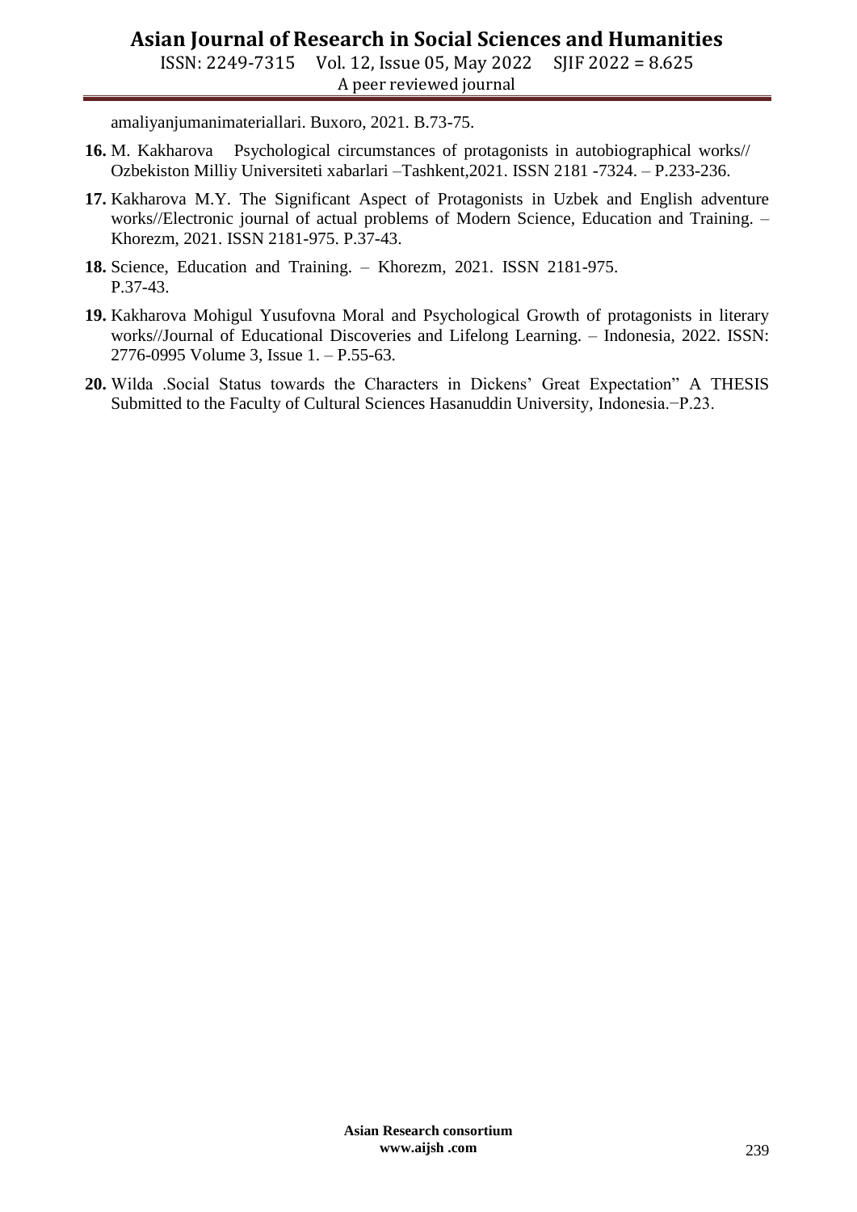amaliyanjumanimateriallari. Buxoro, 2021. B.73-75.

16. M. Kakharova Psychological circumstances of protagonists in autobiographical works// Ozbekiston Milliy Universiteti xabarlari –Tashkent,2021. ISSN 2181 -7324. – P.233-236.

17. Kakharova M.Y. The Significant Aspect of Protagonists in Uzbek and English adventure works//Electronic journal of actual problems of Modern Science, Education and Training. – Khorezm, 2021. ISSN 2181-975. P.37-43.

18. Science, Education and Training. – Khorezm, 2021. ISSN 2181-975. P.37-43.

19. Kakharova Mohigul Yusufovna Moral and Psychological Growth of protagonists in literary works//Journal of Educational Discoveries and Lifelong Learning. – Indonesia, 2022. ISSN: 2776-0995 Volume 3, Issue 1. – P.55-63.

20. Wilda .Social Status towards the Characters in Dickens' Great Expectation" A THESIS Submitted to the Faculty of Cultural Sciences Hasanuddin University, Indonesia.−P.23.